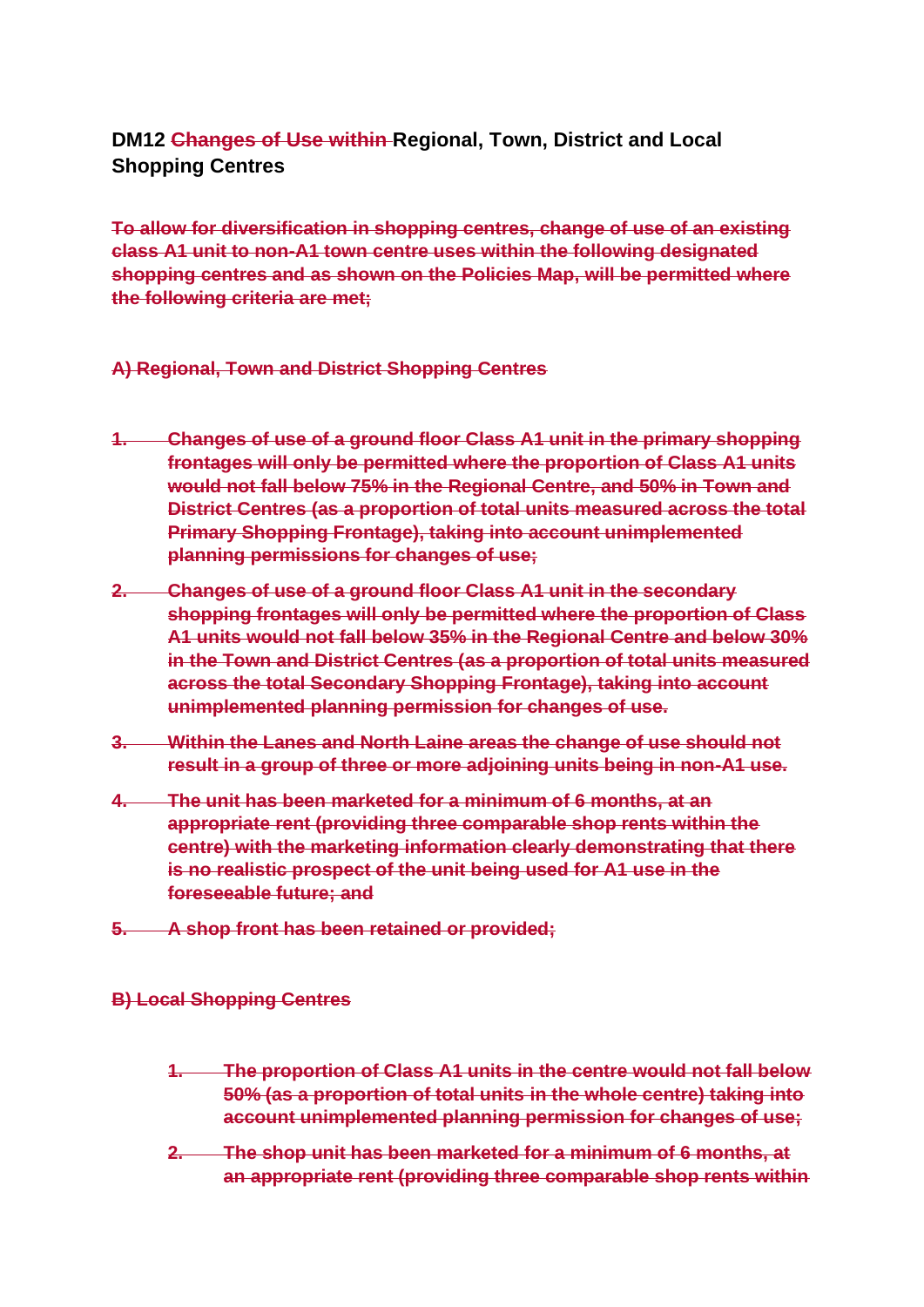## DM12 ~~Changes of Use within~~ Regional, Town, District and Local Shopping Centres

~~**To allow for diversification in shopping centres, change of use of an existing class A1 unit to non-A1 town centre uses within the following designated shopping centres and as shown on the Policies Map, will be permitted where the following criteria are met;**~~

~~**A) Regional, Town and District Shopping Centres**~~

1. ~~**Changes of use of a ground floor Class A1 unit in the primary shopping frontages will only be permitted where the proportion of Class A1 units would not fall below 75% in the Regional Centre, and 50% in Town and District Centres (as a proportion of total units measured across the total Primary Shopping Frontage), taking into account unimplemented planning permissions for changes of use;**~~
2. ~~**Changes of use of a ground floor Class A1 unit in the secondary shopping frontages will only be permitted where the proportion of Class A1 units would not fall below 35% in the Regional Centre and below 30% in the Town and District Centres (as a proportion of total units measured across the total Secondary Shopping Frontage), taking into account unimplemented planning permission for changes of use.**~~
3. ~~**Within the Lanes and North Laine areas the change of use should not result in a group of three or more adjoining units being in non-A1 use.**~~
4. ~~**The unit has been marketed for a minimum of 6 months, at an appropriate rent (providing three comparable shop rents within the centre) with the marketing information clearly demonstrating that there is no realistic prospect of the unit being used for A1 use in the foreseeable future; and**~~
5. ~~**A shop front has been retained or provided;**~~

~~**B) Local Shopping Centres**~~

1. ~~**The proportion of Class A1 units in the centre would not fall below 50% (as a proportion of total units in the whole centre) taking into account unimplemented planning permission for changes of use;**~~
2. ~~**The shop unit has been marketed for a minimum of 6 months, at an appropriate rent (providing three comparable shop rents within**~~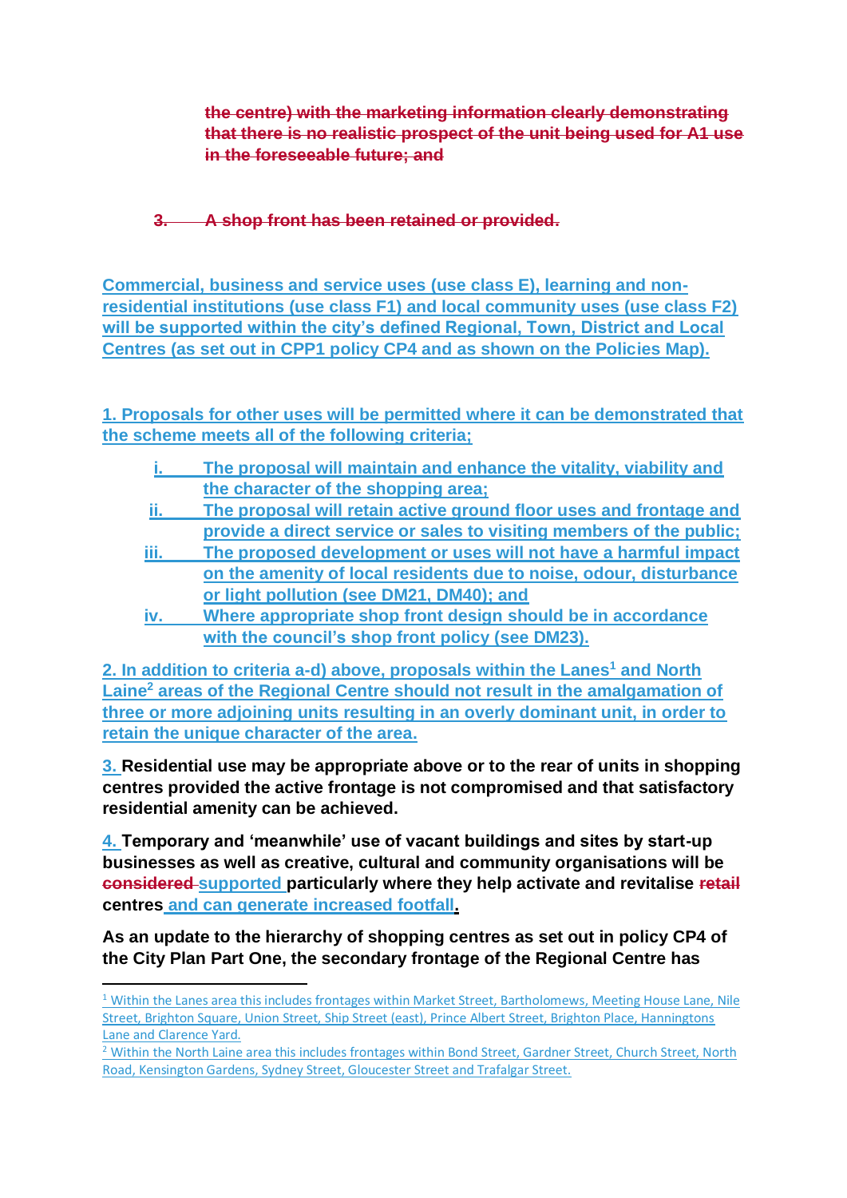~~the centre) with the marketing information clearly demonstrating that there is no realistic prospect of the unit being used for A1 use in the foreseeable future; and~~

~~3. A shop front has been retained or provided.~~

**Commercial, business and service uses (use class E), learning and non-residential institutions (use class F1) and local community uses (use class F2) will be supported within the city's defined Regional, Town, District and Local Centres (as set out in CPP1 policy CP4 and as shown on the Policies Map).**

**1. Proposals for other uses will be permitted where it can be demonstrated that the scheme meets all of the following criteria;**

- **i. The proposal will maintain and enhance the vitality, viability and the character of the shopping area;**
- **ii. The proposal will retain active ground floor uses and frontage and provide a direct service or sales to visiting members of the public;**
- **iii. The proposed development or uses will not have a harmful impact on the amenity of local residents due to noise, odour, disturbance or light pollution (see DM21, DM40); and**
- **iv. Where appropriate shop front design should be in accordance with the council's shop front policy (see DM23).**

**2. In addition to criteria a-d) above, proposals within the Lanes[1] and North Laine[2] areas of the Regional Centre should not result in the amalgamation of three or more adjoining units resulting in an overly dominant unit, in order to retain the unique character of the area.**

**3. Residential use may be appropriate above or to the rear of units in shopping centres provided the active frontage is not compromised and that satisfactory residential amenity can be achieved.**

**4. Temporary and 'meanwhile' use of vacant buildings and sites by start-up businesses as well as creative, cultural and community organisations will be ~~considered~~ supported particularly where they help activate and revitalise ~~retail~~ centres and can generate increased footfall.**

**As an update to the hierarchy of shopping centres as set out in policy CP4 of the City Plan Part One, the secondary frontage of the Regional Centre has**

---

[1] Within the Lanes area this includes frontages within Market Street, Bartholomews, Meeting House Lane, Nile Street, Brighton Square, Union Street, Ship Street (east), Prince Albert Street, Brighton Place, Hanningtons Lane and Clarence Yard.

[2] Within the North Laine area this includes frontages within Bond Street, Gardner Street, Church Street, North Road, Kensington Gardens, Sydney Street, Gloucester Street and Trafalgar Street.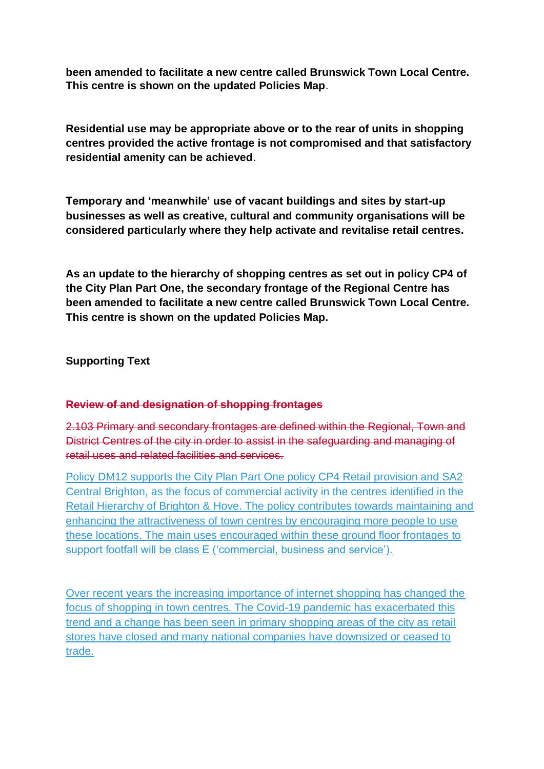**been amended to facilitate a new centre called Brunswick Town Local Centre. This centre is shown on the updated Policies Map**.

**Residential use may be appropriate above or to the rear of units in shopping centres provided the active frontage is not compromised and that satisfactory residential amenity can be achieved**.

**Temporary and 'meanwhile' use of vacant buildings and sites by start-up businesses as well as creative, cultural and community organisations will be considered particularly where they help activate and revitalise retail centres.**

**As an update to the hierarchy of shopping centres as set out in policy CP4 of the City Plan Part One, the secondary frontage of the Regional Centre has been amended to facilitate a new centre called Brunswick Town Local Centre. This centre is shown on the updated Policies Map.**

**Supporting Text**

~~**Review of and designation of shopping frontages**~~

~~2.103 Primary and secondary frontages are defined within the Regional, Town and District Centres of the city in order to assist in the safeguarding and managing of retail uses and related facilities and services.~~

Policy DM12 supports the City Plan Part One policy CP4 Retail provision and SA2 Central Brighton, as the focus of commercial activity in the centres identified in the Retail Hierarchy of Brighton & Hove. The policy contributes towards maintaining and enhancing the attractiveness of town centres by encouraging more people to use these locations. The main uses encouraged within these ground floor frontages to support footfall will be class E ('commercial, business and service').

Over recent years the increasing importance of internet shopping has changed the focus of shopping in town centres. The Covid-19 pandemic has exacerbated this trend and a change has been seen in primary shopping areas of the city as retail stores have closed and many national companies have downsized or ceased to trade.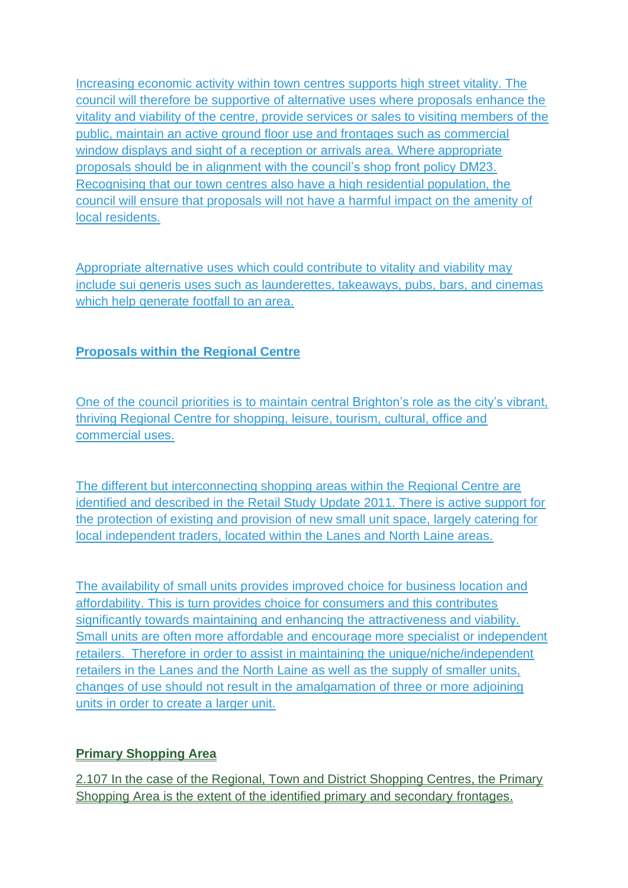Increasing economic activity within town centres supports high street vitality. The council will therefore be supportive of alternative uses where proposals enhance the vitality and viability of the centre, provide services or sales to visiting members of the public, maintain an active ground floor use and frontages such as commercial window displays and sight of a reception or arrivals area. Where appropriate proposals should be in alignment with the council's shop front policy DM23. Recognising that our town centres also have a high residential population, the council will ensure that proposals will not have a harmful impact on the amenity of local residents.

Appropriate alternative uses which could contribute to vitality and viability may include sui generis uses such as launderettes, takeaways, pubs, bars, and cinemas which help generate footfall to an area.

**Proposals within the Regional Centre**

One of the council priorities is to maintain central Brighton's role as the city's vibrant, thriving Regional Centre for shopping, leisure, tourism, cultural, office and commercial uses.

The different but interconnecting shopping areas within the Regional Centre are identified and described in the Retail Study Update 2011. There is active support for the protection of existing and provision of new small unit space, largely catering for local independent traders, located within the Lanes and North Laine areas.

The availability of small units provides improved choice for business location and affordability. This is turn provides choice for consumers and this contributes significantly towards maintaining and enhancing the attractiveness and viability. Small units are often more affordable and encourage more specialist or independent retailers. Therefore in order to assist in maintaining the unique/niche/independent retailers in the Lanes and the North Laine as well as the supply of smaller units, changes of use should not result in the amalgamation of three or more adjoining units in order to create a larger unit.

**Primary Shopping Area**

2.107 In the case of the Regional, Town and District Shopping Centres, the Primary Shopping Area is the extent of the identified primary and secondary frontages.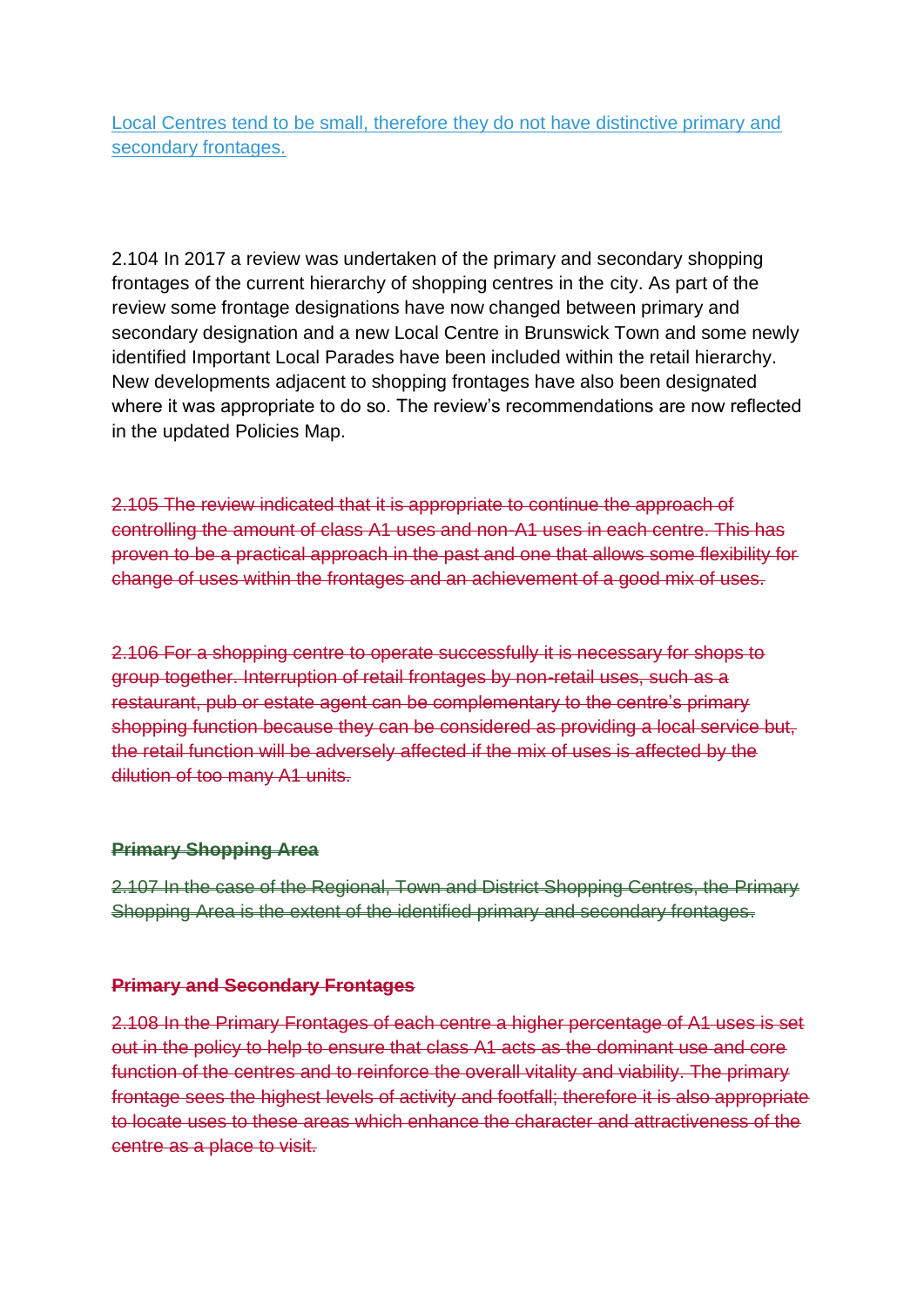Local Centres tend to be small, therefore they do not have distinctive primary and secondary frontages.

2.104 In 2017 a review was undertaken of the primary and secondary shopping frontages of the current hierarchy of shopping centres in the city. As part of the review some frontage designations have now changed between primary and secondary designation and a new Local Centre in Brunswick Town and some newly identified Important Local Parades have been included within the retail hierarchy. New developments adjacent to shopping frontages have also been designated where it was appropriate to do so. The review's recommendations are now reflected in the updated Policies Map.

~~2.105 The review indicated that it is appropriate to continue the approach of controlling the amount of class A1 uses and non-A1 uses in each centre. This has proven to be a practical approach in the past and one that allows some flexibility for change of uses within the frontages and an achievement of a good mix of uses.~~

~~2.106 For a shopping centre to operate successfully it is necessary for shops to group together. Interruption of retail frontages by non-retail uses, such as a restaurant, pub or estate agent can be complementary to the centre's primary shopping function because they can be considered as providing a local service but, the retail function will be adversely affected if the mix of uses is affected by the dilution of too many A1 units.~~

~~**Primary Shopping Area**~~

~~2.107 In the case of the Regional, Town and District Shopping Centres, the Primary Shopping Area is the extent of the identified primary and secondary frontages.~~

~~**Primary and Secondary Frontages**~~

~~2.108 In the Primary Frontages of each centre a higher percentage of A1 uses is set out in the policy to help to ensure that class A1 acts as the dominant use and core function of the centres and to reinforce the overall vitality and viability. The primary frontage sees the highest levels of activity and footfall; therefore it is also appropriate to locate uses to these areas which enhance the character and attractiveness of the centre as a place to visit.~~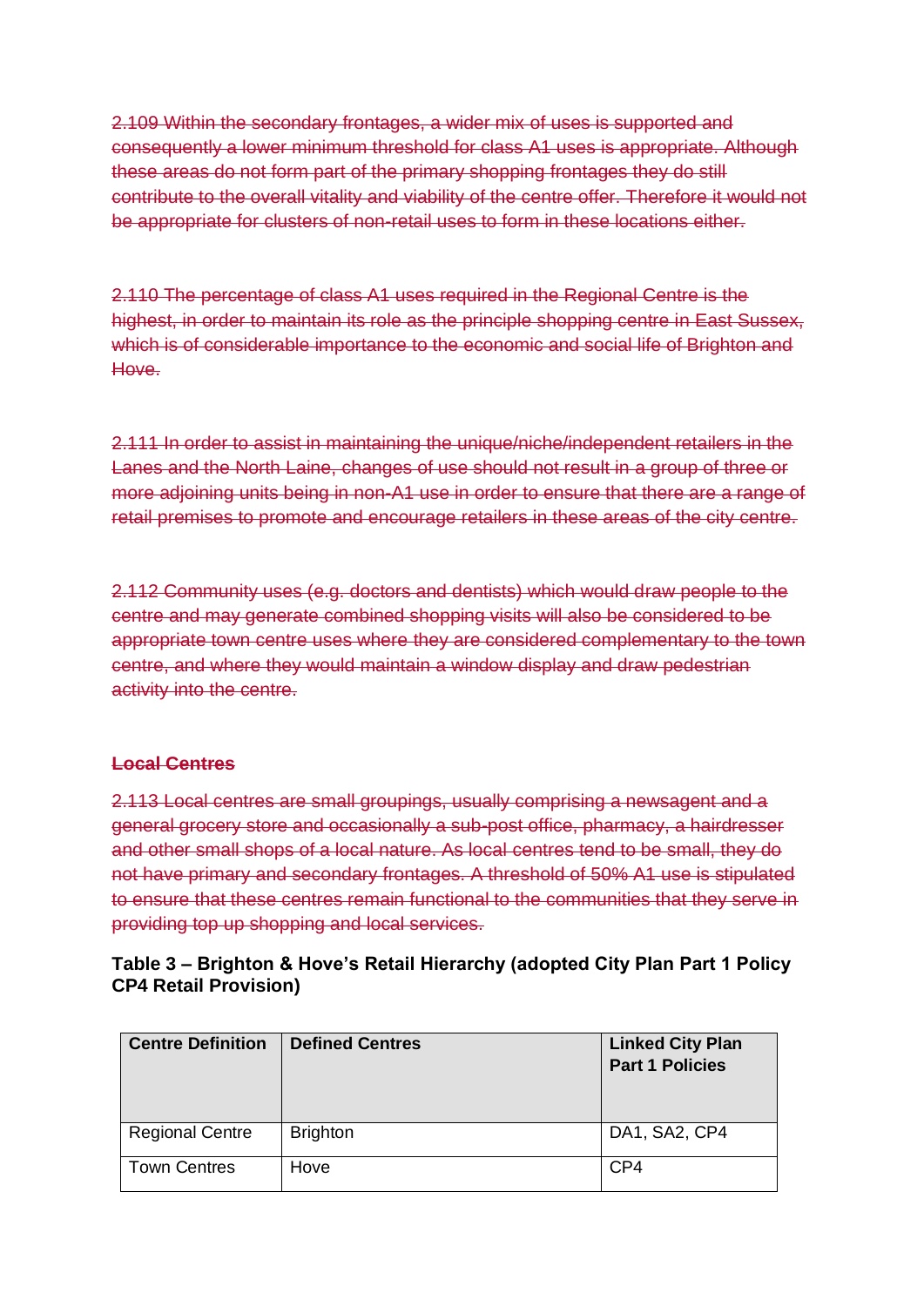~~2.109 Within the secondary frontages, a wider mix of uses is supported and consequently a lower minimum threshold for class A1 uses is appropriate. Although these areas do not form part of the primary shopping frontages they do still contribute to the overall vitality and viability of the centre offer. Therefore it would not be appropriate for clusters of non-retail uses to form in these locations either.~~

~~2.110 The percentage of class A1 uses required in the Regional Centre is the highest, in order to maintain its role as the principle shopping centre in East Sussex, which is of considerable importance to the economic and social life of Brighton and Hove.~~

~~2.111 In order to assist in maintaining the unique/niche/independent retailers in the Lanes and the North Laine, changes of use should not result in a group of three or more adjoining units being in non-A1 use in order to ensure that there are a range of retail premises to promote and encourage retailers in these areas of the city centre.~~

~~2.112 Community uses (e.g. doctors and dentists) which would draw people to the centre and may generate combined shopping visits will also be considered to be appropriate town centre uses where they are considered complementary to the town centre, and where they would maintain a window display and draw pedestrian activity into the centre.~~

~~**Local Centres**~~

~~2.113 Local centres are small groupings, usually comprising a newsagent and a general grocery store and occasionally a sub-post office, pharmacy, a hairdresser and other small shops of a local nature. As local centres tend to be small, they do not have primary and secondary frontages. A threshold of 50% A1 use is stipulated to ensure that these centres remain functional to the communities that they serve in providing top up shopping and local services.~~

**Table 3 – Brighton & Hove's Retail Hierarchy (adopted City Plan Part 1 Policy CP4 Retail Provision)**

| Centre Definition | Defined Centres | Linked City Plan Part 1 Policies |
|---|---|---|
| Regional Centre | Brighton | DA1, SA2, CP4 |
| Town Centres | Hove | CP4 |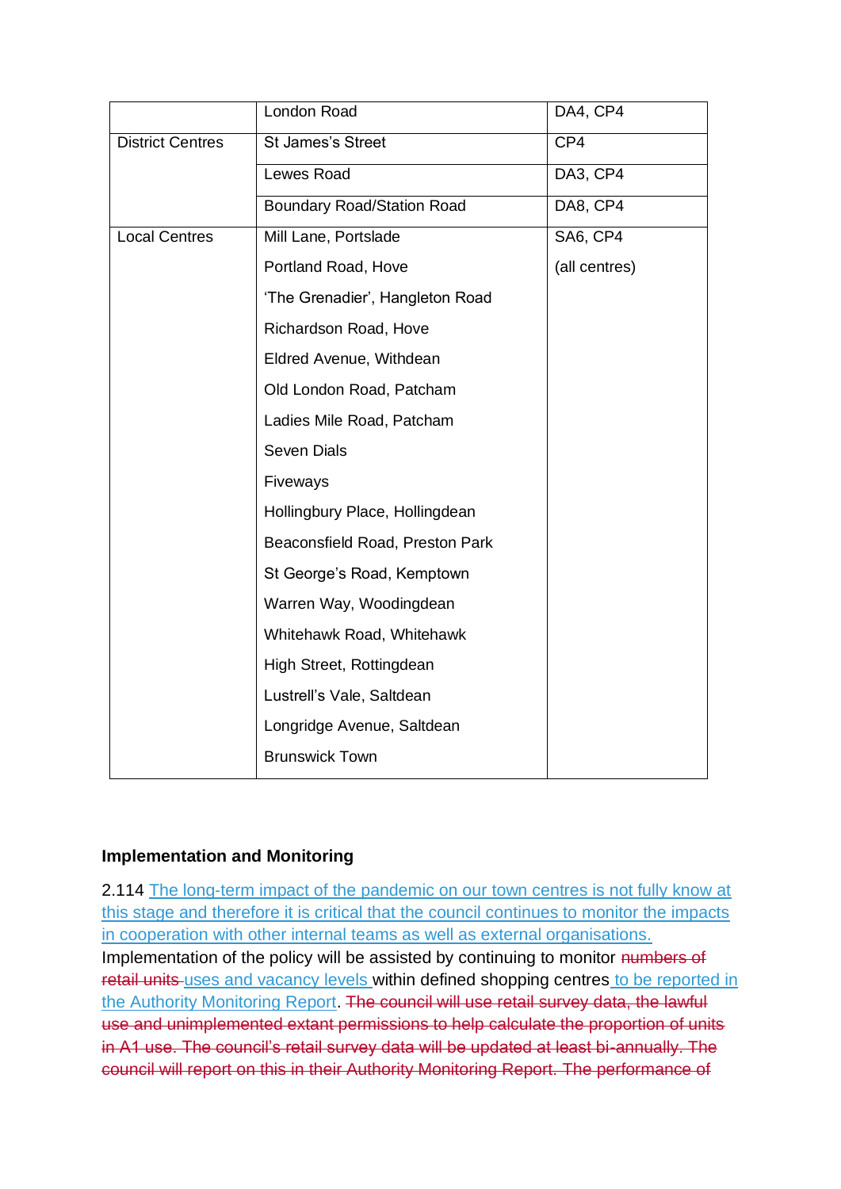| | London Road | DA4, CP4 |
|---|---|---|
| District Centres | St James's Street | CP4 |
| | Lewes Road | DA3, CP4 |
| | Boundary Road/Station Road | DA8, CP4 |
| Local Centres | Mill Lane, Portslade | SA6, CP4 |
| | Portland Road, Hove | (all centres) |
| | 'The Grenadier', Hangleton Road | |
| | Richardson Road, Hove | |
| | Eldred Avenue, Withdean | |
| | Old London Road, Patcham | |
| | Ladies Mile Road, Patcham | |
| | Seven Dials | |
| | Fiveways | |
| | Hollingbury Place, Hollingdean | |
| | Beaconsfield Road, Preston Park | |
| | St George's Road, Kemptown | |
| | Warren Way, Woodingdean | |
| | Whitehawk Road, Whitehawk | |
| | High Street, Rottingdean | |
| | Lustrell's Vale, Saltdean | |
| | Longridge Avenue, Saltdean | |
| | Brunswick Town | |

**Implementation and Monitoring**

2.114 The long-term impact of the pandemic on our town centres is not fully know at this stage and therefore it is critical that the council continues to monitor the impacts in cooperation with other internal teams as well as external organisations. Implementation of the policy will be assisted by continuing to monitor ~~numbers of retail units~~ uses and vacancy levels within defined shopping centres to be reported in the Authority Monitoring Report. ~~The council will use retail survey data, the lawful use and unimplemented extant permissions to help calculate the proportion of units in A1 use. The council's retail survey data will be updated at least bi-annually. The council will report on this in their Authority Monitoring Report. The performance of~~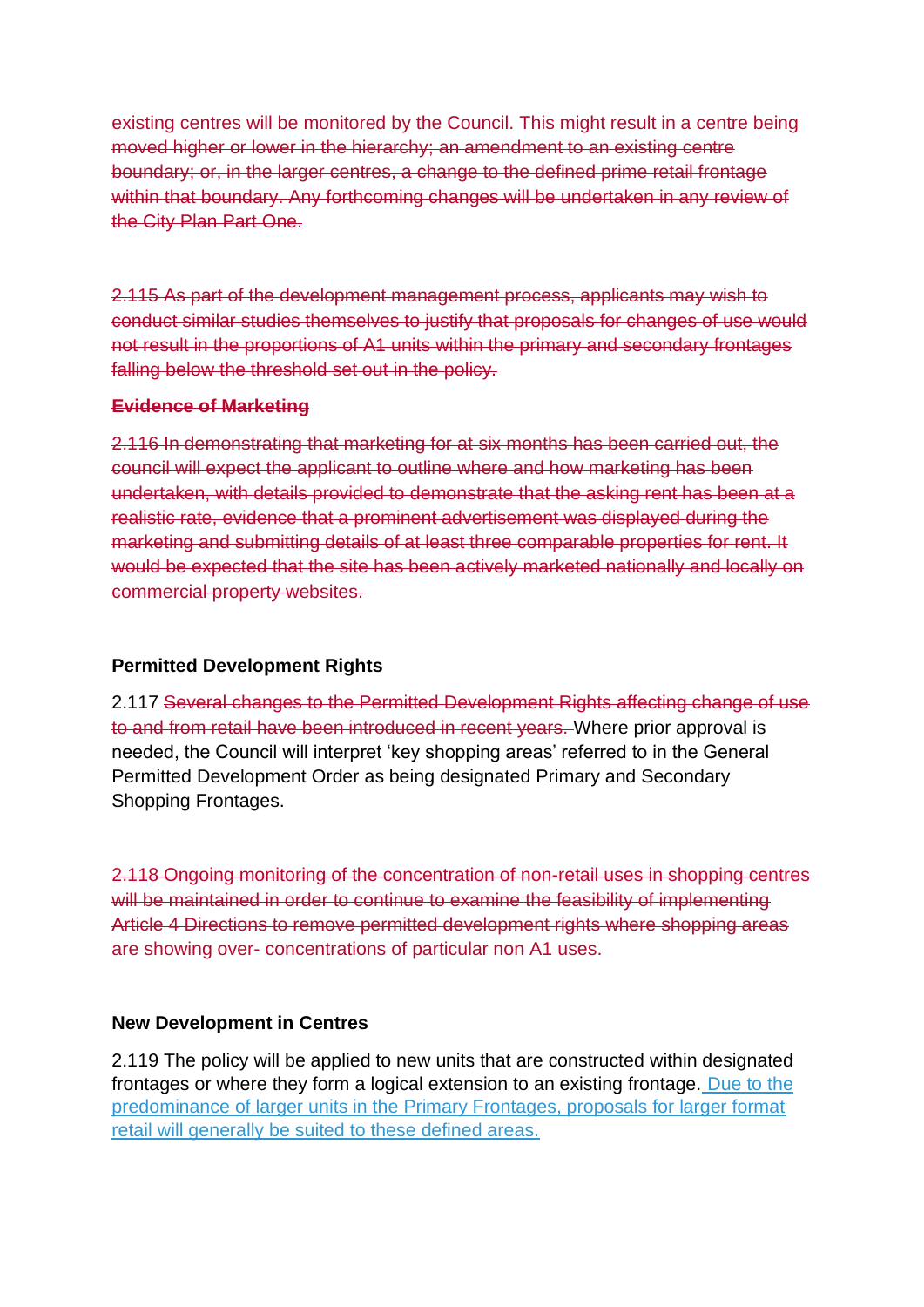~~existing centres will be monitored by the Council. This might result in a centre being moved higher or lower in the hierarchy; an amendment to an existing centre boundary; or, in the larger centres, a change to the defined prime retail frontage within that boundary. Any forthcoming changes will be undertaken in any review of the City Plan Part One.~~

~~2.115 As part of the development management process, applicants may wish to conduct similar studies themselves to justify that proposals for changes of use would not result in the proportions of A1 units within the primary and secondary frontages falling below the threshold set out in the policy.~~

~~**Evidence of Marketing**~~

~~2.116 In demonstrating that marketing for at six months has been carried out, the council will expect the applicant to outline where and how marketing has been undertaken, with details provided to demonstrate that the asking rent has been at a realistic rate, evidence that a prominent advertisement was displayed during the marketing and submitting details of at least three comparable properties for rent. It would be expected that the site has been actively marketed nationally and locally on commercial property websites.~~

**Permitted Development Rights**

2.117 ~~Several changes to the Permitted Development Rights affecting change of use to and from retail have been introduced in recent years.~~ Where prior approval is needed, the Council will interpret 'key shopping areas' referred to in the General Permitted Development Order as being designated Primary and Secondary Shopping Frontages.

~~2.118 Ongoing monitoring of the concentration of non-retail uses in shopping centres will be maintained in order to continue to examine the feasibility of implementing Article 4 Directions to remove permitted development rights where shopping areas are showing over- concentrations of particular non A1 uses.~~

**New Development in Centres**

2.119 The policy will be applied to new units that are constructed within designated frontages or where they form a logical extension to an existing frontage. Due to the predominance of larger units in the Primary Frontages, proposals for larger format retail will generally be suited to these defined areas.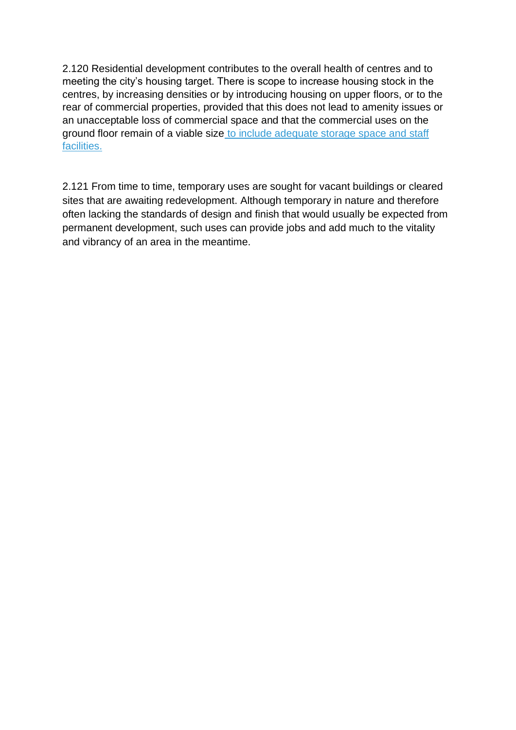2.120 Residential development contributes to the overall health of centres and to meeting the city's housing target. There is scope to increase housing stock in the centres, by increasing densities or by introducing housing on upper floors, or to the rear of commercial properties, provided that this does not lead to amenity issues or an unacceptable loss of commercial space and that the commercial uses on the ground floor remain of a viable size to include adequate storage space and staff facilities.

2.121 From time to time, temporary uses are sought for vacant buildings or cleared sites that are awaiting redevelopment. Although temporary in nature and therefore often lacking the standards of design and finish that would usually be expected from permanent development, such uses can provide jobs and add much to the vitality and vibrancy of an area in the meantime.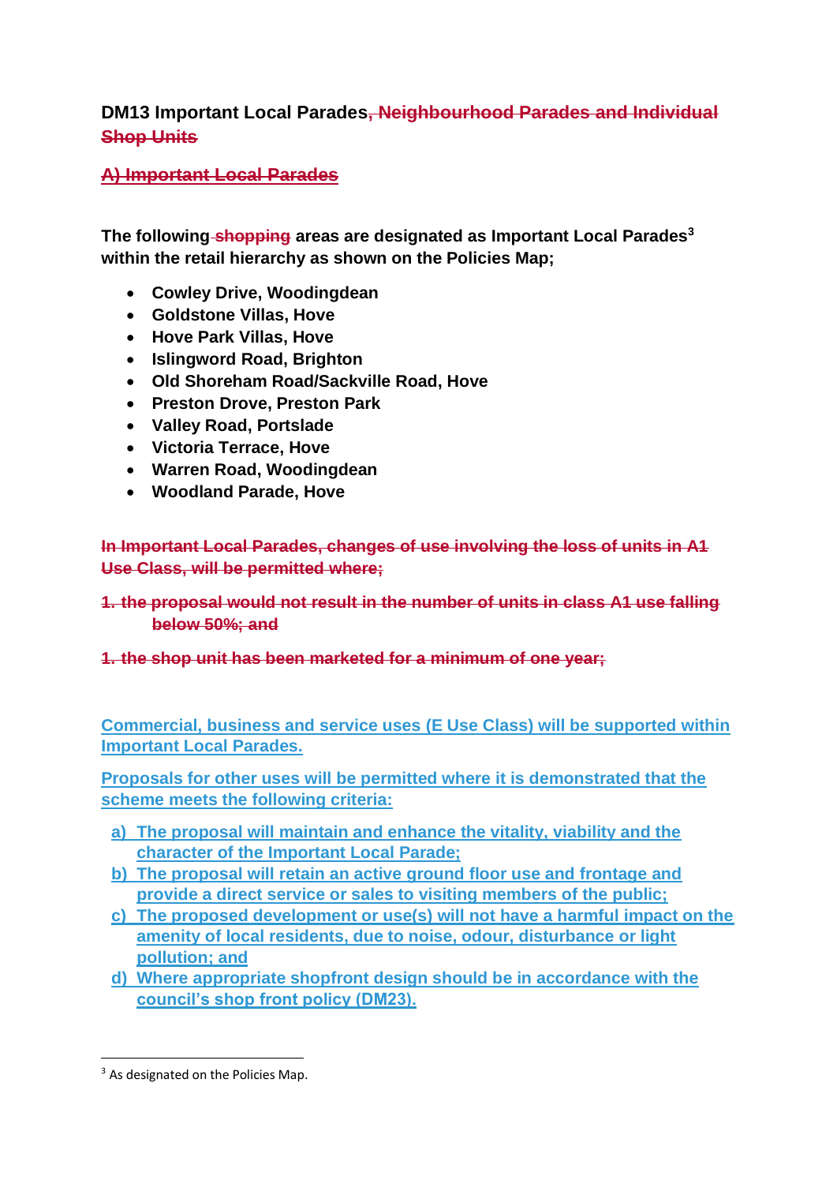**DM13 Important Local Parades~~, Neighbourhood Parades and Individual Shop Units~~**

~~**A) Important Local Parades**~~

**The following ~~shopping~~ areas are designated as Important Local Parades[3] within the retail hierarchy as shown on the Policies Map;**

- **Cowley Drive, Woodingdean**
- **Goldstone Villas, Hove**
- **Hove Park Villas, Hove**
- **Islingword Road, Brighton**
- **Old Shoreham Road/Sackville Road, Hove**
- **Preston Drove, Preston Park**
- **Valley Road, Portslade**
- **Victoria Terrace, Hove**
- **Warren Road, Woodingdean**
- **Woodland Parade, Hove**

~~**In Important Local Parades, changes of use involving the loss of units in A1 Use Class, will be permitted where;**~~

~~**1. the proposal would not result in the number of units in class A1 use falling below 50%; and**~~

~~**1. the shop unit has been marketed for a minimum of one year;**~~

<u>**Commercial, business and service uses (E Use Class) will be supported within Important Local Parades.**</u>

<u>**Proposals for other uses will be permitted where it is demonstrated that the scheme meets the following criteria:**</u>

<u>**a) The proposal will maintain and enhance the vitality, viability and the character of the Important Local Parade;**</u>

<u>**b) The proposal will retain an active ground floor use and frontage and provide a direct service or sales to visiting members of the public;**</u>

<u>**c) The proposed development or use(s) will not have a harmful impact on the amenity of local residents, due to noise, odour, disturbance or light pollution; and**</u>

<u>**d) Where appropriate shopfront design should be in accordance with the council's shop front policy (DM23).**</u>

[3] As designated on the Policies Map.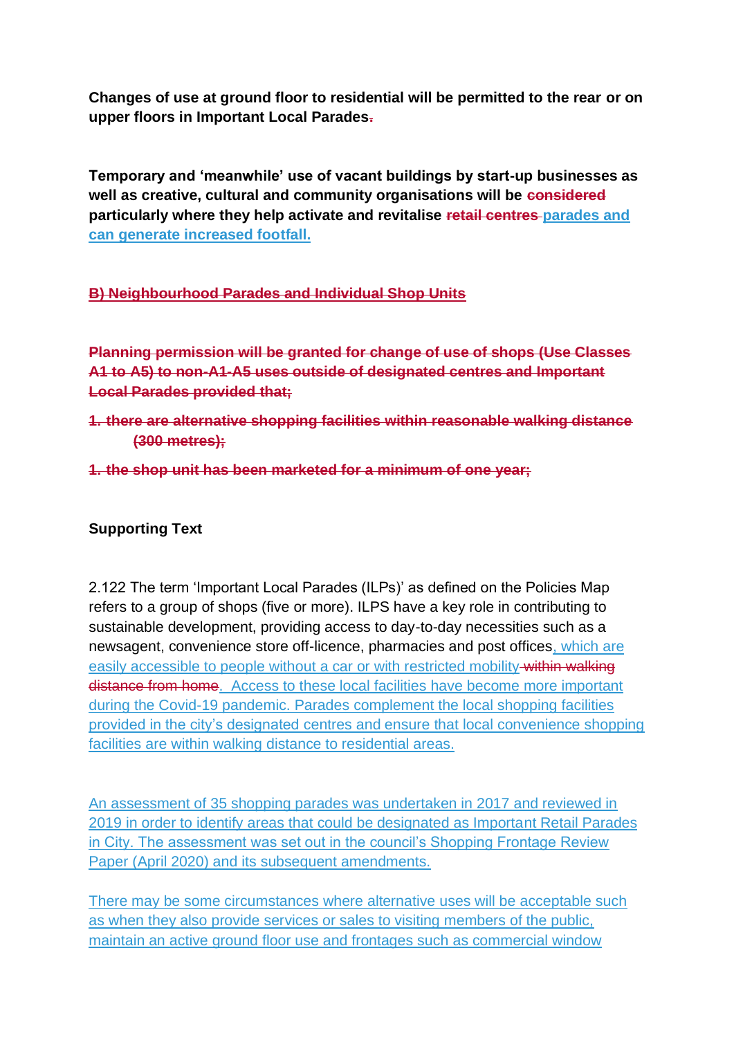**Changes of use at ground floor to residential will be permitted to the rear or on upper floors in Important Local Parades~~.~~**

**Temporary and 'meanwhile' use of vacant buildings by start-up businesses as well as creative, cultural and community organisations will be ~~considered~~ particularly where they help activate and revitalise ~~retail centres~~ <u>parades and can generate increased footfall.</u>**

~~**B) Neighbourhood Parades and Individual Shop Units**~~

~~**Planning permission will be granted for change of use of shops (Use Classes A1 to A5) to non-A1-A5 uses outside of designated centres and Important Local Parades provided that;**~~

~~**1. there are alternative shopping facilities within reasonable walking distance (300 metres);**~~

~~**1. the shop unit has been marketed for a minimum of one year;**~~

**Supporting Text**

2.122 The term 'Important Local Parades (ILPs)' as defined on the Policies Map refers to a group of shops (five or more). ILPS have a key role in contributing to sustainable development, providing access to day-to-day necessities such as a newsagent, convenience store off-licence, pharmacies and post offices<u>, which are easily accessible to people without a car or with restricted mobility</u> ~~within walking distance from home~~. <u>Access to these local facilities have become more important during the Covid-19 pandemic. Parades complement the local shopping facilities provided in the city's designated centres and ensure that local convenience shopping facilities are within walking distance to residential areas.</u>

<u>An assessment of 35 shopping parades was undertaken in 2017 and reviewed in 2019 in order to identify areas that could be designated as Important Retail Parades in City. The assessment was set out in the council's Shopping Frontage Review Paper (April 2020) and its subsequent amendments.</u>

<u>There may be some circumstances where alternative uses will be acceptable such as when they also provide services or sales to visiting members of the public, maintain an active ground floor use and frontages such as commercial window</u>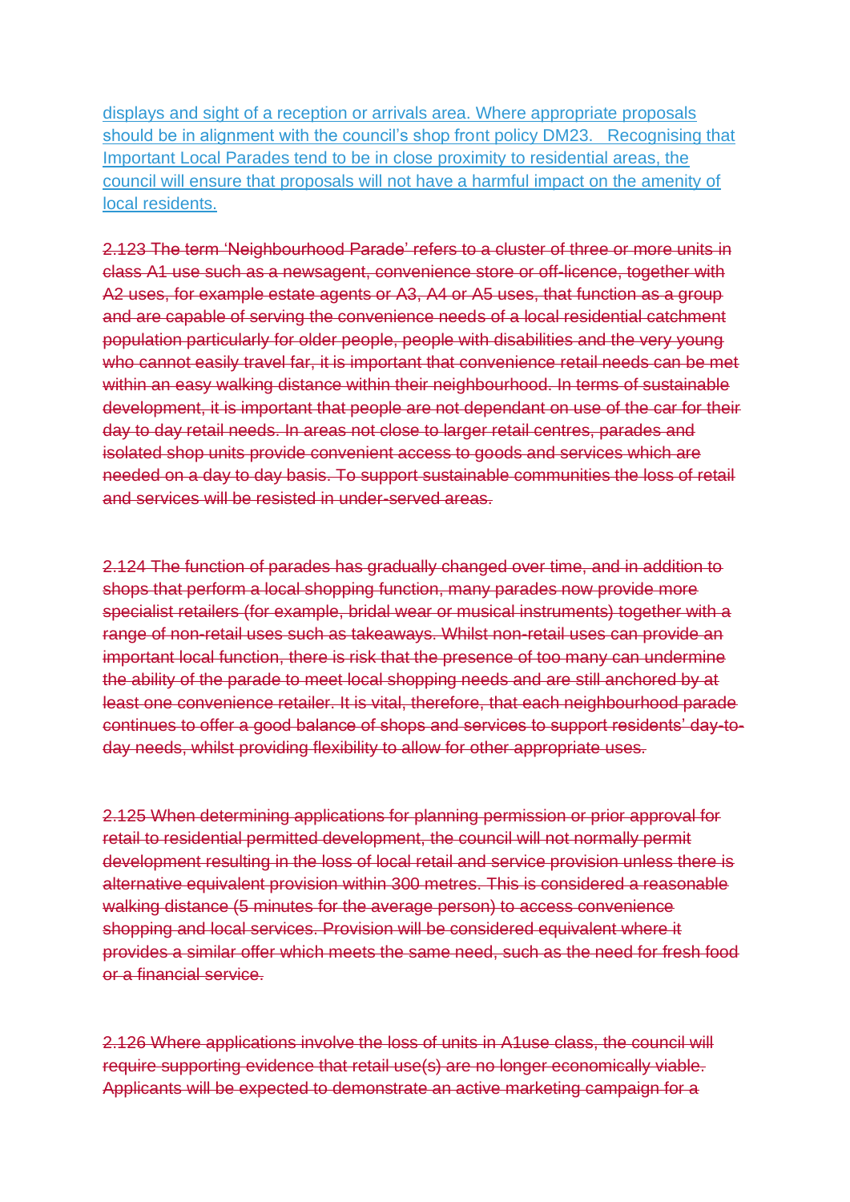displays and sight of a reception or arrivals area. Where appropriate proposals should be in alignment with the council's shop front policy DM23. Recognising that Important Local Parades tend to be in close proximity to residential areas, the council will ensure that proposals will not have a harmful impact on the amenity of local residents.

~~2.123 The term 'Neighbourhood Parade' refers to a cluster of three or more units in class A1 use such as a newsagent, convenience store or off-licence, together with A2 uses, for example estate agents or A3, A4 or A5 uses, that function as a group and are capable of serving the convenience needs of a local residential catchment population particularly for older people, people with disabilities and the very young who cannot easily travel far, it is important that convenience retail needs can be met within an easy walking distance within their neighbourhood. In terms of sustainable development, it is important that people are not dependant on use of the car for their day to day retail needs. In areas not close to larger retail centres, parades and isolated shop units provide convenient access to goods and services which are needed on a day to day basis. To support sustainable communities the loss of retail and services will be resisted in under-served areas.~~

~~2.124 The function of parades has gradually changed over time, and in addition to shops that perform a local shopping function, many parades now provide more specialist retailers (for example, bridal wear or musical instruments) together with a range of non-retail uses such as takeaways. Whilst non-retail uses can provide an important local function, there is risk that the presence of too many can undermine the ability of the parade to meet local shopping needs and are still anchored by at least one convenience retailer. It is vital, therefore, that each neighbourhood parade continues to offer a good balance of shops and services to support residents' day-to-day needs, whilst providing flexibility to allow for other appropriate uses.~~

~~2.125 When determining applications for planning permission or prior approval for retail to residential permitted development, the council will not normally permit development resulting in the loss of local retail and service provision unless there is alternative equivalent provision within 300 metres. This is considered a reasonable walking distance (5 minutes for the average person) to access convenience shopping and local services. Provision will be considered equivalent where it provides a similar offer which meets the same need, such as the need for fresh food or a financial service.~~

~~2.126 Where applications involve the loss of units in A1use class, the council will require supporting evidence that retail use(s) are no longer economically viable. Applicants will be expected to demonstrate an active marketing campaign for a~~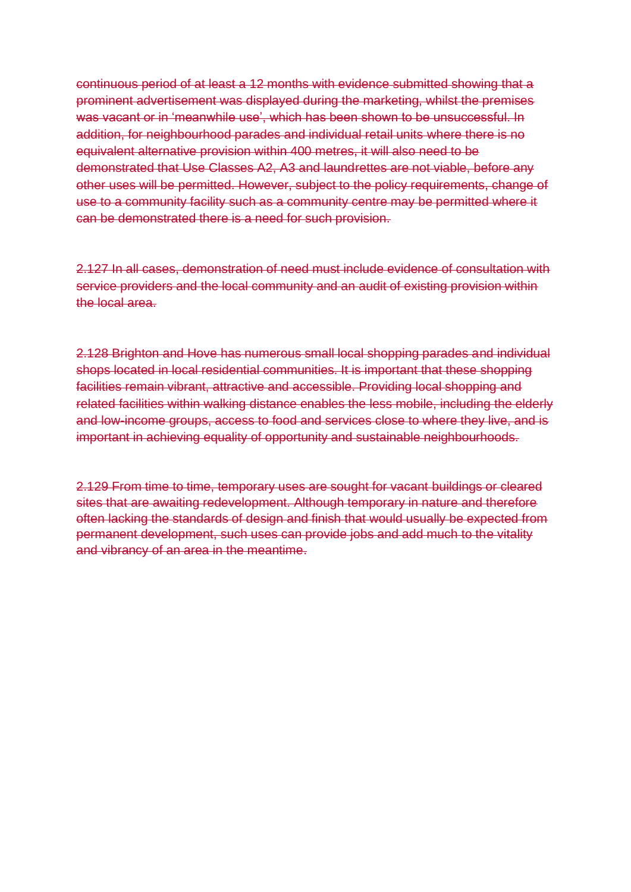~~continuous period of at least a 12 months with evidence submitted showing that a prominent advertisement was displayed during the marketing, whilst the premises was vacant or in 'meanwhile use', which has been shown to be unsuccessful. In addition, for neighbourhood parades and individual retail units where there is no equivalent alternative provision within 400 metres, it will also need to be demonstrated that Use Classes A2, A3 and laundrettes are not viable, before any other uses will be permitted. However, subject to the policy requirements, change of use to a community facility such as a community centre may be permitted where it can be demonstrated there is a need for such provision.~~

~~2.127 In all cases, demonstration of need must include evidence of consultation with service providers and the local community and an audit of existing provision within the local area.~~

~~2.128 Brighton and Hove has numerous small local shopping parades and individual shops located in local residential communities. It is important that these shopping facilities remain vibrant, attractive and accessible. Providing local shopping and related facilities within walking distance enables the less mobile, including the elderly and low-income groups, access to food and services close to where they live, and is important in achieving equality of opportunity and sustainable neighbourhoods.~~

~~2.129 From time to time, temporary uses are sought for vacant buildings or cleared sites that are awaiting redevelopment. Although temporary in nature and therefore often lacking the standards of design and finish that would usually be expected from permanent development, such uses can provide jobs and add much to the vitality and vibrancy of an area in the meantime.~~